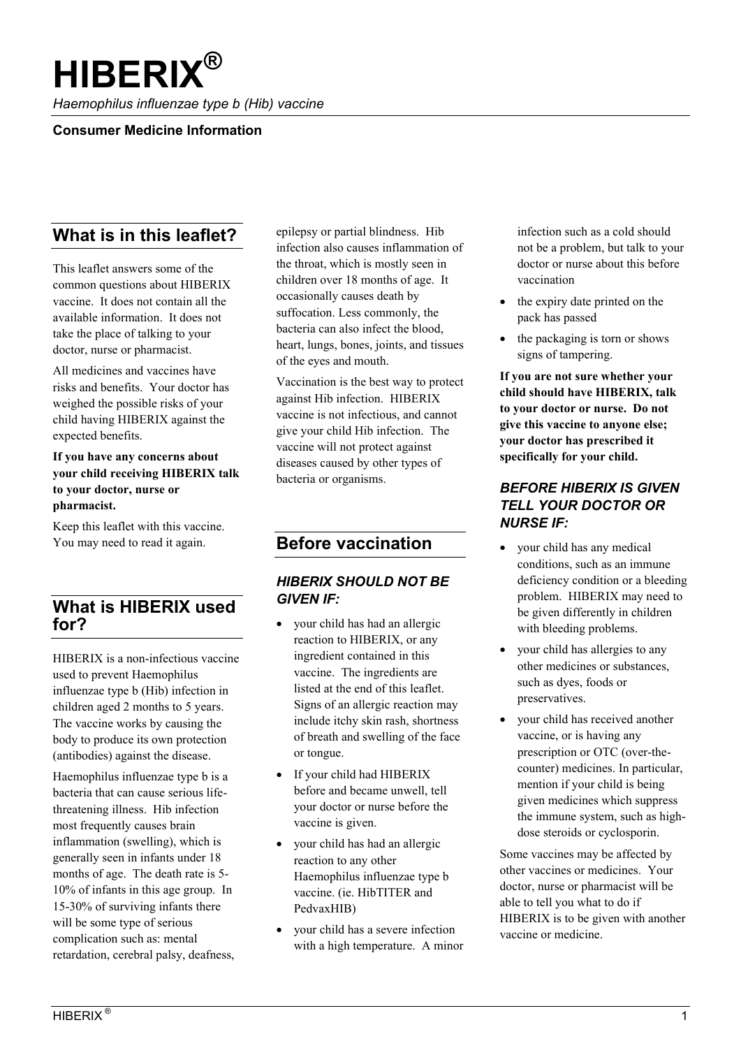# HIBERIX®

*Haemophilus influenzae type b (Hib) vaccine*

**Consumer Medicine Information**

## What is in this leaflet?

This leaflet answers some of the common questions about HIBERIX vaccine. It does not contain all the available information. It does not take the place of talking to your doctor, nurse or pharmacist.

All medicines and vaccines have risks and benefits. Your doctor has weighed the possible risks of your child having HIBERIX against the expected benefits.

**If you have any concerns about your child receiving HIBERIX talk to your doctor, nurse or pharmacist.**

Keep this leaflet with this vaccine. You may need to read it again.

## What is HIBERIX used for?

HIBERIX is a non-infectious vaccine used to prevent Haemophilus influenzae type b (Hib) infection in children aged 2 months to 5 years. The vaccine works by causing the body to produce its own protection (antibodies) against the disease.

Haemophilus influenzae type b is a bacteria that can cause serious life-threatening illness. Hib infection most frequently causes brain inflammation (swelling), which is generally seen in infants under 18 months of age. The death rate is 5-10% of infants in this age group. In 15-30% of surviving infants there will be some type of serious complication such as: mental retardation, cerebral palsy, deafness, epilepsy or partial blindness. Hib infection also causes inflammation of the throat, which is mostly seen in children over 18 months of age. It occasionally causes death by suffocation. Less commonly, the bacteria can also infect the blood, heart, lungs, bones, joints, and tissues of the eyes and mouth.

Vaccination is the best way to protect against Hib infection. HIBERIX vaccine is not infectious, and cannot give your child Hib infection. The vaccine will not protect against diseases caused by other types of bacteria or organisms.

## Before vaccination

### *HIBERIX SHOULD NOT BE GIVEN IF:*

- your child has had an allergic reaction to HIBERIX, or any ingredient contained in this vaccine. The ingredients are listed at the end of this leaflet. Signs of an allergic reaction may include itchy skin rash, shortness of breath and swelling of the face or tongue.
- If your child had HIBERIX before and became unwell, tell your doctor or nurse before the vaccine is given.
- your child has had an allergic reaction to any other Haemophilus influenzae type b vaccine. (ie. HibTITER and PedvaxHIB)
- your child has a severe infection with a high temperature. A minor infection such as a cold should not be a problem, but talk to your doctor or nurse about this before vaccination
- the expiry date printed on the pack has passed
- the packaging is torn or shows signs of tampering.

**If you are not sure whether your child should have HIBERIX, talk to your doctor or nurse. Do not give this vaccine to anyone else; your doctor has prescribed it specifically for your child.**

### *BEFORE HIBERIX IS GIVEN TELL YOUR DOCTOR OR NURSE IF:*

- your child has any medical conditions, such as an immune deficiency condition or a bleeding problem. HIBERIX may need to be given differently in children with bleeding problems.
- your child has allergies to any other medicines or substances, such as dyes, foods or preservatives.
- your child has received another vaccine, or is having any prescription or OTC (over-the-counter) medicines. In particular, mention if your child is being given medicines which suppress the immune system, such as high-dose steroids or cyclosporin.

Some vaccines may be affected by other vaccines or medicines. Your doctor, nurse or pharmacist will be able to tell you what to do if HIBERIX is to be given with another vaccine or medicine.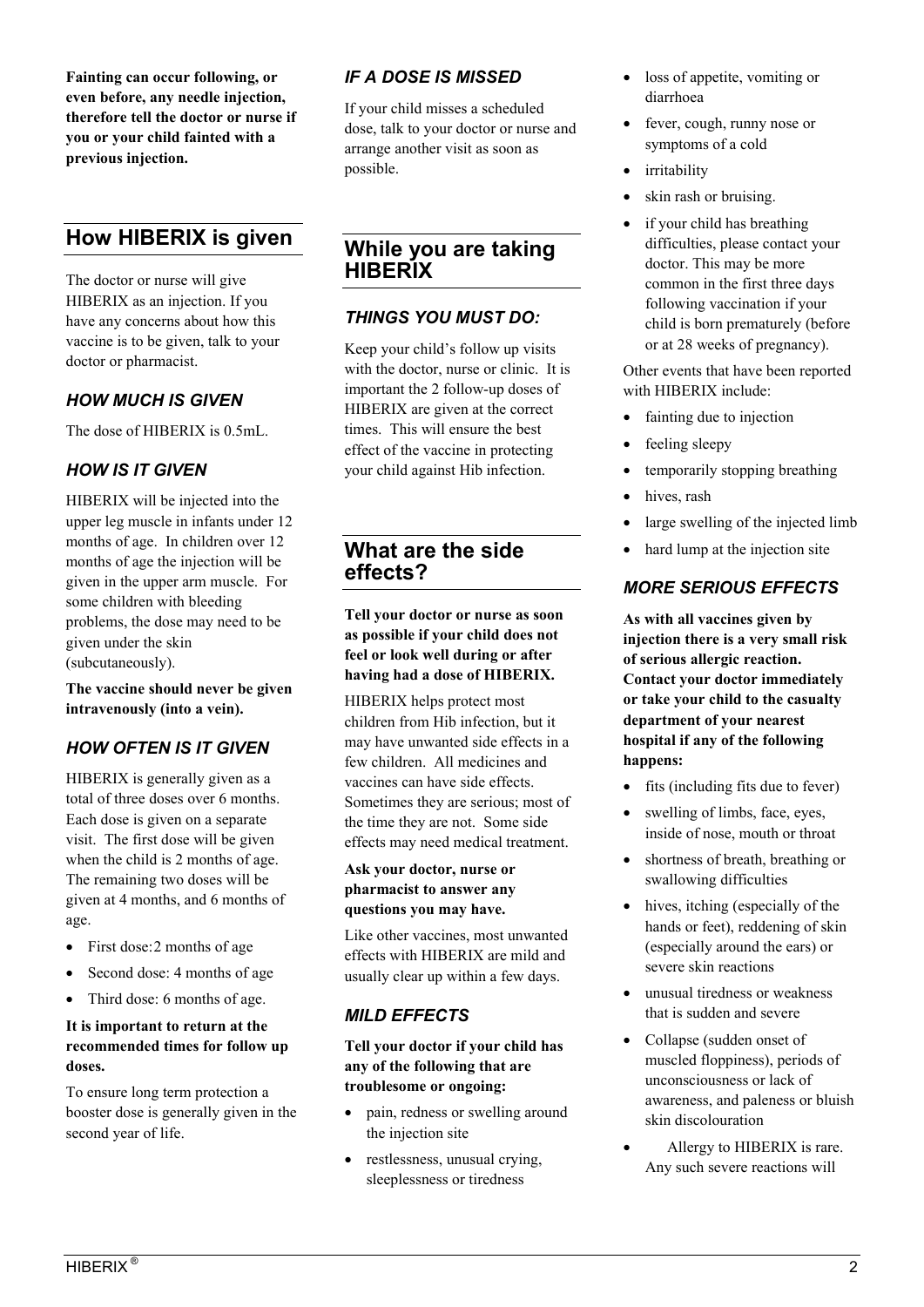**Fainting can occur following, or even before, any needle injection, therefore tell the doctor or nurse if you or your child fainted with a previous injection.**

## How HIBERIX is given

The doctor or nurse will give HIBERIX as an injection. If you have any concerns about how this vaccine is to be given, talk to your doctor or pharmacist.

### *HOW MUCH IS GIVEN*

The dose of HIBERIX is 0.5mL.

### *HOW IS IT GIVEN*

HIBERIX will be injected into the upper leg muscle in infants under 12 months of age. In children over 12 months of age the injection will be given in the upper arm muscle. For some children with bleeding problems, the dose may need to be given under the skin (subcutaneously).

**The vaccine should never be given intravenously (into a vein).**

### *HOW OFTEN IS IT GIVEN*

HIBERIX is generally given as a total of three doses over 6 months. Each dose is given on a separate visit. The first dose will be given when the child is 2 months of age. The remaining two doses will be given at 4 months, and 6 months of age.

- First dose:2 months of age
- Second dose: 4 months of age
- Third dose: 6 months of age.

**It is important to return at the recommended times for follow up doses.**

To ensure long term protection a booster dose is generally given in the second year of life.

### *IF A DOSE IS MISSED*

If your child misses a scheduled dose, talk to your doctor or nurse and arrange another visit as soon as possible.

## While you are taking HIBERIX

### *THINGS YOU MUST DO:*

Keep your child's follow up visits with the doctor, nurse or clinic. It is important the 2 follow-up doses of HIBERIX are given at the correct times. This will ensure the best effect of the vaccine in protecting your child against Hib infection.

## What are the side effects?

**Tell your doctor or nurse as soon as possible if your child does not feel or look well during or after having had a dose of HIBERIX.**

HIBERIX helps protect most children from Hib infection, but it may have unwanted side effects in a few children. All medicines and vaccines can have side effects. Sometimes they are serious; most of the time they are not. Some side effects may need medical treatment.

**Ask your doctor, nurse or pharmacist to answer any questions you may have.**

Like other vaccines, most unwanted effects with HIBERIX are mild and usually clear up within a few days.

### *MILD EFFECTS*

**Tell your doctor if your child has any of the following that are troublesome or ongoing:**

- pain, redness or swelling around the injection site
- restlessness, unusual crying, sleeplessness or tiredness
- loss of appetite, vomiting or diarrhoea
- fever, cough, runny nose or symptoms of a cold
- irritability
- skin rash or bruising.
- if your child has breathing difficulties, please contact your doctor. This may be more common in the first three days following vaccination if your child is born prematurely (before or at 28 weeks of pregnancy).

Other events that have been reported with HIBERIX include:

- fainting due to injection
- feeling sleepy
- temporarily stopping breathing
- hives, rash
- large swelling of the injected limb
- hard lump at the injection site

### *MORE SERIOUS EFFECTS*

**As with all vaccines given by injection there is a very small risk of serious allergic reaction. Contact your doctor immediately or take your child to the casualty department of your nearest hospital if any of the following happens:**

- fits (including fits due to fever)
- swelling of limbs, face, eyes, inside of nose, mouth or throat
- shortness of breath, breathing or swallowing difficulties
- hives, itching (especially of the hands or feet), reddening of skin (especially around the ears) or severe skin reactions
- unusual tiredness or weakness that is sudden and severe
- Collapse (sudden onset of muscled floppiness), periods of unconsciousness or lack of awareness, and paleness or bluish skin discolouration
- Allergy to HIBERIX is rare. Any such severe reactions will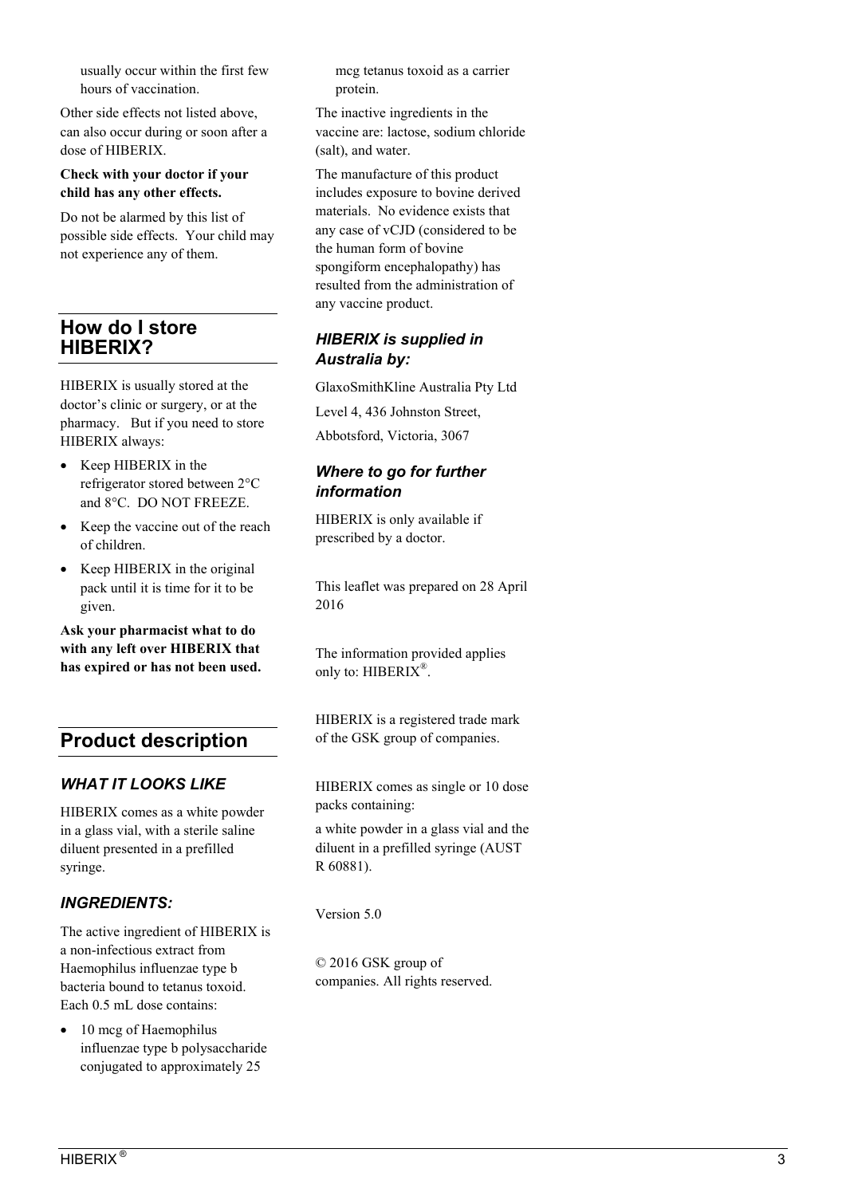usually occur within the first few hours of vaccination.

Other side effects not listed above, can also occur during or soon after a dose of HIBERIX.

**Check with your doctor if your child has any other effects.**

Do not be alarmed by this list of possible side effects. Your child may not experience any of them.

## How do I store HIBERIX?

HIBERIX is usually stored at the doctor's clinic or surgery, or at the pharmacy. But if you need to store HIBERIX always:

- Keep HIBERIX in the refrigerator stored between 2°C and 8°C. DO NOT FREEZE.
- Keep the vaccine out of the reach of children.
- Keep HIBERIX in the original pack until it is time for it to be given.

**Ask your pharmacist what to do with any left over HIBERIX that has expired or has not been used.**

## Product description

### *WHAT IT LOOKS LIKE*

HIBERIX comes as a white powder in a glass vial, with a sterile saline diluent presented in a prefilled syringe.

### *INGREDIENTS:*

The active ingredient of HIBERIX is a non-infectious extract from Haemophilus influenzae type b bacteria bound to tetanus toxoid. Each 0.5 mL dose contains:

- 10 mcg of Haemophilus influenzae type b polysaccharide conjugated to approximately 25 mcg tetanus toxoid as a carrier protein.

The inactive ingredients in the vaccine are: lactose, sodium chloride (salt), and water.

The manufacture of this product includes exposure to bovine derived materials. No evidence exists that any case of vCJD (considered to be the human form of bovine spongiform encephalopathy) has resulted from the administration of any vaccine product.

### *HIBERIX is supplied in Australia by:*

GlaxoSmithKline Australia Pty Ltd

Level 4, 436 Johnston Street,

Abbotsford, Victoria, 3067

### *Where to go for further information*

HIBERIX is only available if prescribed by a doctor.

This leaflet was prepared on 28 April 2016

The information provided applies only to: HIBERIX®.

HIBERIX is a registered trade mark of the GSK group of companies.

HIBERIX comes as single or 10 dose packs containing:

a white powder in a glass vial and the diluent in a prefilled syringe (AUST R 60881).

Version 5.0

© 2016 GSK group of companies. All rights reserved.